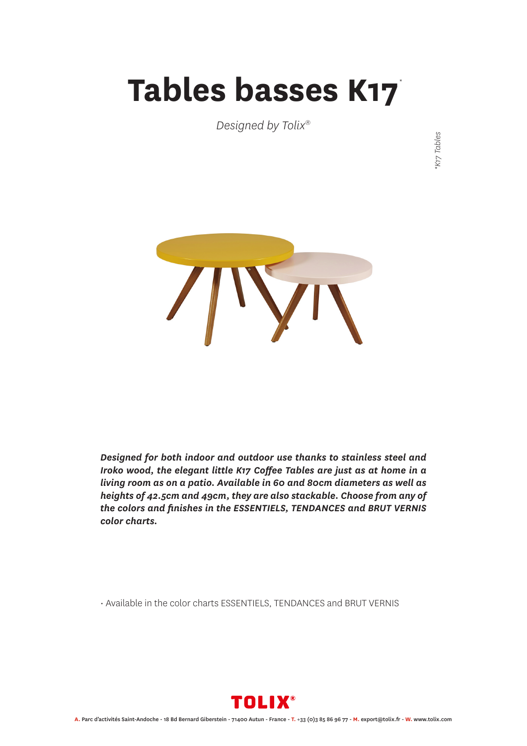# Tables basses K17*

*Designed by Tolix®*

*K17 Tables

***Designed for both indoor and outdoor use thanks to stainless steel and Iroko wood, the elegant little K17 Coffee Tables are just as at home in a living room as on a patio. Available in 60 and 80cm diameters as well as heights of 42.5cm and 49cm, they are also stackable. Choose from any of the colors and finishes in the ESSENTIELS, TENDANCES and BRUT VERNIS color charts.***

- Available in the color charts ESSENTIELS, TENDANCES and BRUT VERNIS

TOLIX®

**A.** Parc d'activités Saint-Andoche - 18 Bd Bernard Giberstein - 71400 Autun - France - **T.** +33 (0)3 85 86 96 77 - **M.** export@tolix.fr - **W.** www.tolix.com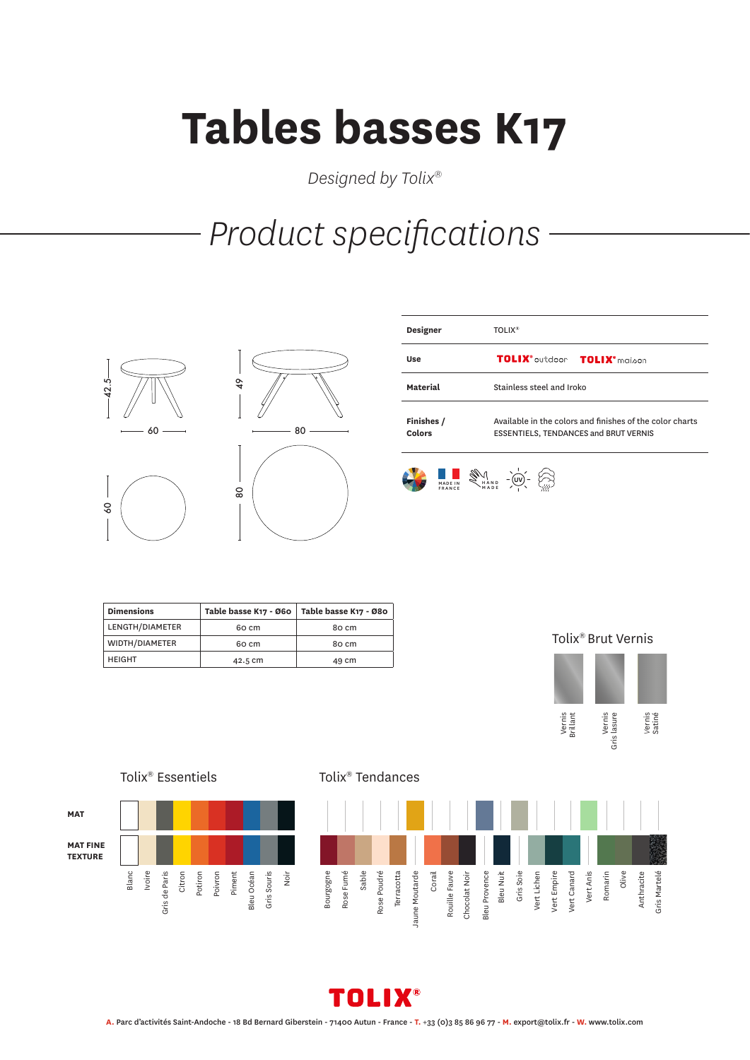# Tables basses K17

*Designed by Tolix®*

## *Product specifications*

42.5

60

49

80

60

80

| | |
|---|---|
| **Designer** | TOLIX® |
| **Use** | TOLIX® outdoor TOLIX® maison |
| **Material** | Stainless steel and Iroko |
| **Finishes / Colors** | Available in the colors and finishes of the color charts ESSENTIELS, TENDANCES and BRUT VERNIS |

MADE IN FRANCE

HAND MADE

UV

| Dimensions | Table basse K17 - Ø60 | Table basse K17 - Ø80 |
|---|---|---|
| LENGTH/DIAMETER | 60 cm | 80 cm |
| WIDTH/DIAMETER | 60 cm | 80 cm |
| HEIGHT | 42.5 cm | 49 cm |

Tolix® Brut Vernis

Vernis Brillant

Vernis Gris lasure

Vernis Satiné

Tolix® Essentiels

Tolix® Tendances

MAT

MAT FINE TEXTURE

Blanc, Ivoire, Gris de Paris, Citron, Potiron, Poivron, Piment, Bleu Océan, Gris Souris, Noir

Bourgogne, Rose Fumé, Sable, Rose Poudré, Terracotta, Jaune Moutarde, Corail, Rouille Fauve, Chocolat Noir, Bleu Provence, Bleu Nuit, Gris Soie, Vert Lichen, Vert Empire, Vert Canard, Vert Anis, Romarin, Olive, Anthracite, Gris Martelé

TOLIX®

**A.** Parc d'activités Saint-Andoche - 18 Bd Bernard Giberstein - 71400 Autun - France - **T.** +33 (0)3 85 86 96 77 - **M.** export@tolix.fr - **W.** www.tolix.com